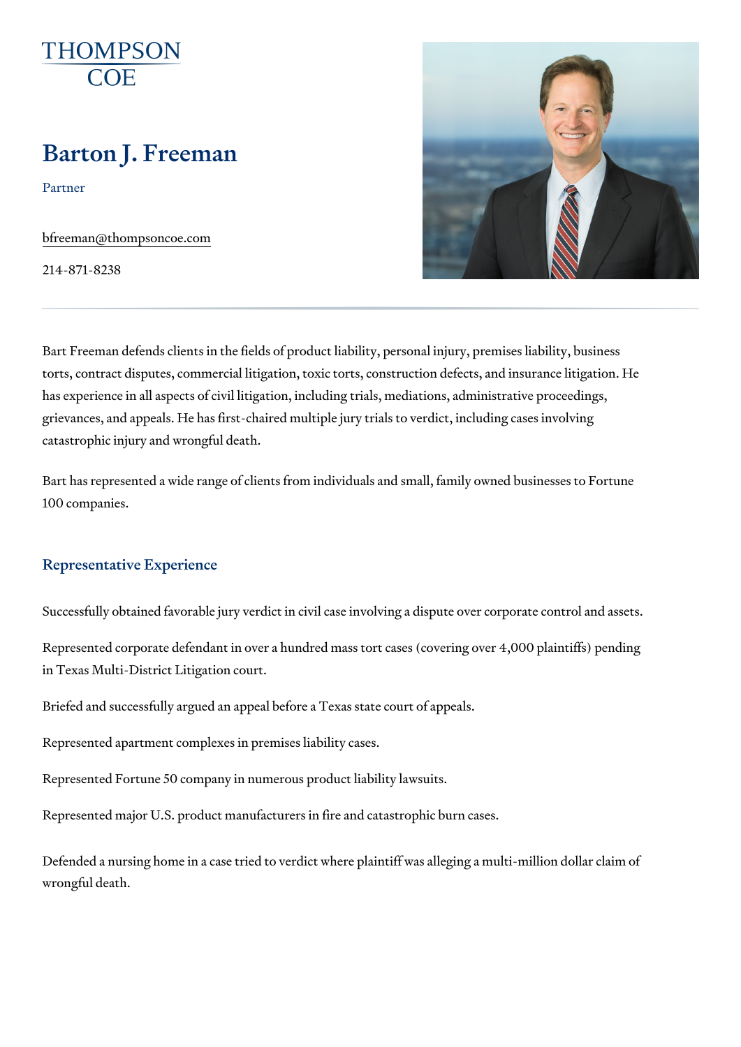THOMPSON COE

# Barton J. Freeman

Partner

bfreeman@thompsoncoe.com

214-871-8238

---

Bart Freeman defends clients in the fields of product liability, personal injury, premises liability, business torts, contract disputes, commercial litigation, toxic torts, construction defects, and insurance litigation. He has experience in all aspects of civil litigation, including trials, mediations, administrative proceedings, grievances, and appeals. He has first-chaired multiple jury trials to verdict, including cases involving catastrophic injury and wrongful death.

Bart has represented a wide range of clients from individuals and small, family owned businesses to Fortune 100 companies.

## Representative Experience

Successfully obtained favorable jury verdict in civil case involving a dispute over corporate control and assets.

Represented corporate defendant in over a hundred mass tort cases (covering over 4,000 plaintiffs) pending in Texas Multi-District Litigation court.

Briefed and successfully argued an appeal before a Texas state court of appeals.

Represented apartment complexes in premises liability cases.

Represented Fortune 50 company in numerous product liability lawsuits.

Represented major U.S. product manufacturers in fire and catastrophic burn cases.

Defended a nursing home in a case tried to verdict where plaintiff was alleging a multi-million dollar claim of wrongful death.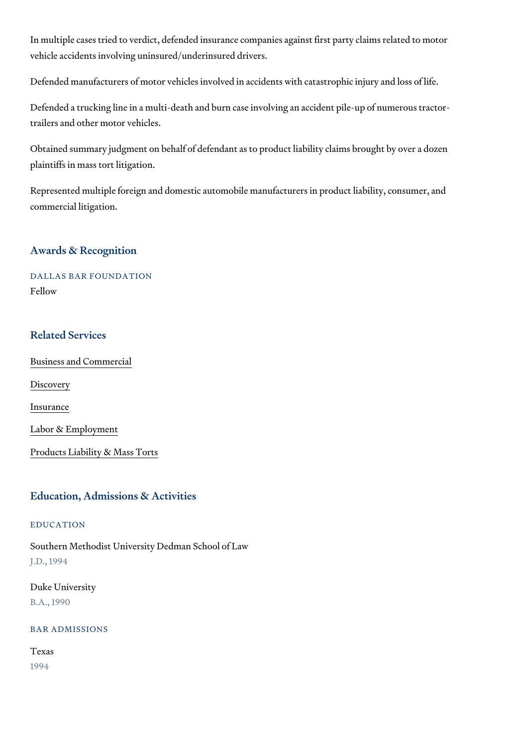In multiple cases tried to verdict, defended insurance companies against first party claims related to motor vehicle accidents involving uninsured/underinsured drivers.

Defended manufacturers of motor vehicles involved in accidents with catastrophic injury and loss of life.

Defended a trucking line in a multi-death and burn case involving an accident pile-up of numerous tractor-trailers and other motor vehicles.

Obtained summary judgment on behalf of defendant as to product liability claims brought by over a dozen plaintiffs in mass tort litigation.

Represented multiple foreign and domestic automobile manufacturers in product liability, consumer, and commercial litigation.

## Awards & Recognition

### DALLAS BAR FOUNDATION

Fellow

## Related Services

Business and Commercial

Discovery

Insurance

Labor & Employment

Products Liability & Mass Torts

## Education, Admissions & Activities

### EDUCATION

Southern Methodist University Dedman School of Law

J.D., 1994

Duke University

B.A., 1990

### BAR ADMISSIONS

Texas

1994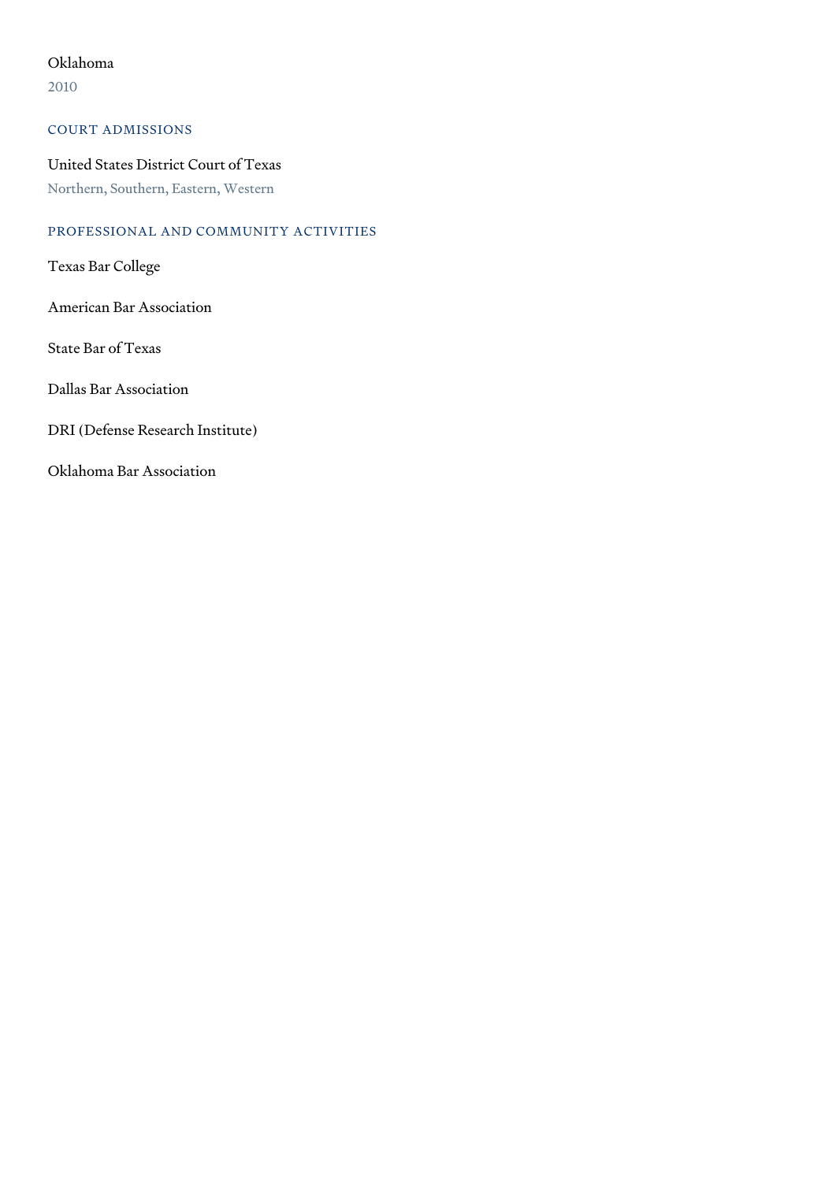Oklahoma
2010

## COURT ADMISSIONS

United States District Court of Texas
Northern, Southern, Eastern, Western

## PROFESSIONAL AND COMMUNITY ACTIVITIES

Texas Bar College

American Bar Association

State Bar of Texas

Dallas Bar Association

DRI (Defense Research Institute)

Oklahoma Bar Association